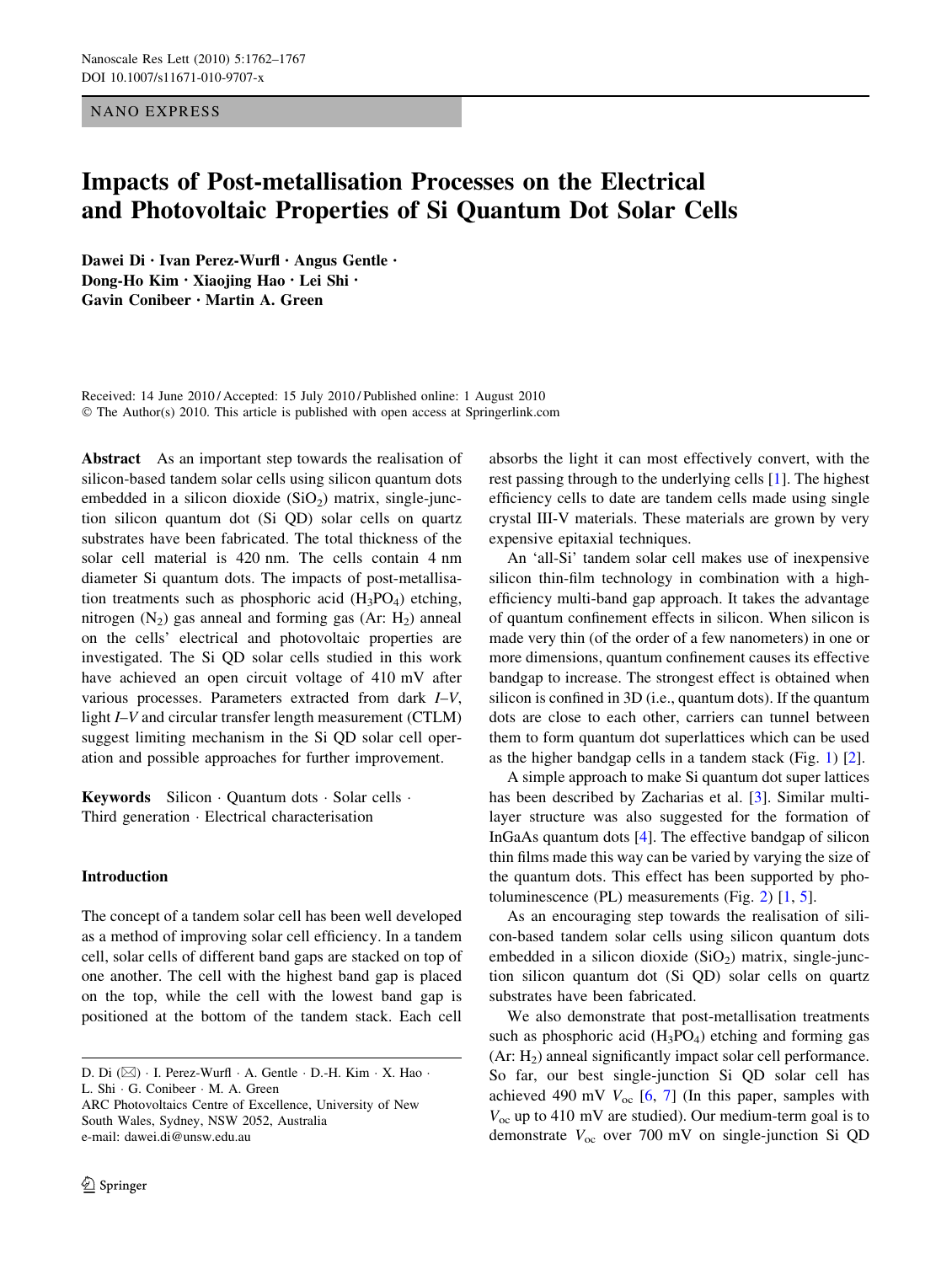NANO EXPRESS

# Impacts of Post-metallisation Processes on the Electrical and Photovoltaic Properties of Si Quantum Dot Solar Cells

**Dawei Di · Ivan Perez-Wurfl · Angus Gentle · Dong-Ho Kim · Xiaojing Hao · Lei Shi · Gavin Conibeer · Martin A. Green**

Received: 14 June 2010 / Accepted: 15 July 2010 / Published online: 1 August 2010
© The Author(s) 2010. This article is published with open access at Springerlink.com

**Abstract** As an important step towards the realisation of silicon-based tandem solar cells using silicon quantum dots embedded in a silicon dioxide ($SiO_2$) matrix, single-junction silicon quantum dot (Si QD) solar cells on quartz substrates have been fabricated. The total thickness of the solar cell material is 420 nm. The cells contain 4 nm diameter Si quantum dots. The impacts of post-metallisation treatments such as phosphoric acid ($H_3PO_4$) etching, nitrogen ($N_2$) gas anneal and forming gas (Ar: $H_2$) anneal on the cells' electrical and photovoltaic properties are investigated. The Si QD solar cells studied in this work have achieved an open circuit voltage of 410 mV after various processes. Parameters extracted from dark *I–V*, light *I–V* and circular transfer length measurement (CTLM) suggest limiting mechanism in the Si QD solar cell operation and possible approaches for further improvement.

**Keywords** Silicon · Quantum dots · Solar cells · Third generation · Electrical characterisation

## Introduction

The concept of a tandem solar cell has been well developed as a method of improving solar cell efficiency. In a tandem cell, solar cells of different band gaps are stacked on top of one another. The cell with the highest band gap is placed on the top, while the cell with the lowest band gap is positioned at the bottom of the tandem stack. Each cell absorbs the light it can most effectively convert, with the rest passing through to the underlying cells [1]. The highest efficiency cells to date are tandem cells made using single crystal III-V materials. These materials are grown by very expensive epitaxial techniques.

An 'all-Si' tandem solar cell makes use of inexpensive silicon thin-film technology in combination with a high-efficiency multi-band gap approach. It takes the advantage of quantum confinement effects in silicon. When silicon is made very thin (of the order of a few nanometers) in one or more dimensions, quantum confinement causes its effective bandgap to increase. The strongest effect is obtained when silicon is confined in 3D (i.e., quantum dots). If the quantum dots are close to each other, carriers can tunnel between them to form quantum dot superlattices which can be used as the higher bandgap cells in a tandem stack (Fig. 1) [2].

A simple approach to make Si quantum dot super lattices has been described by Zacharias et al. [3]. Similar multilayer structure was also suggested for the formation of InGaAs quantum dots [4]. The effective bandgap of silicon thin films made this way can be varied by varying the size of the quantum dots. This effect has been supported by photoluminescence (PL) measurements (Fig. 2) [1, 5].

As an encouraging step towards the realisation of silicon-based tandem solar cells using silicon quantum dots embedded in a silicon dioxide ($SiO_2$) matrix, single-junction silicon quantum dot (Si QD) solar cells on quartz substrates have been fabricated.

We also demonstrate that post-metallisation treatments such as phosphoric acid ($H_3PO_4$) etching and forming gas (Ar: $H_2$) anneal significantly impact solar cell performance. So far, our best single-junction Si QD solar cell has achieved 490 mV $V_{oc}$ [6, 7] (In this paper, samples with $V_{oc}$ up to 410 mV are studied). Our medium-term goal is to demonstrate $V_{oc}$ over 700 mV on single-junction Si QD

D. Di (✉) · I. Perez-Wurfl · A. Gentle · D.-H. Kim · X. Hao · L. Shi · G. Conibeer · M. A. Green
ARC Photovoltaics Centre of Excellence, University of New South Wales, Sydney, NSW 2052, Australia
e-mail: dawei.di@unsw.edu.au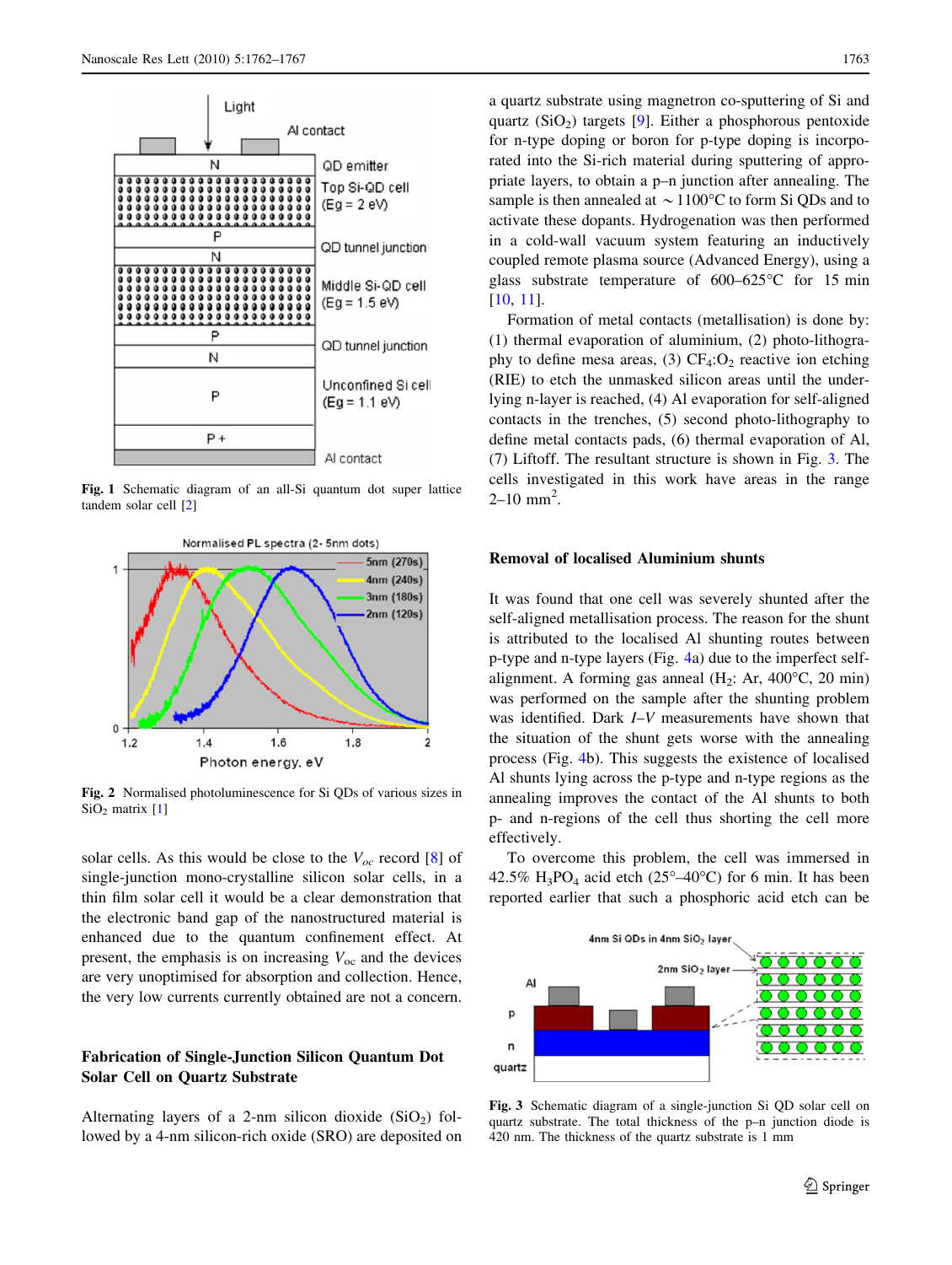**Fig. 1** Schematic diagram of an all-Si quantum dot super lattice tandem solar cell [2]

**Fig. 2** Normalised photoluminescence for Si QDs of various sizes in $SiO_2$ matrix [1]

solar cells. As this would be close to the $V_{oc}$ record [8] of single-junction mono-crystalline silicon solar cells, in a thin film solar cell it would be a clear demonstration that the electronic band gap of the nanostructured material is enhanced due to the quantum confinement effect. At present, the emphasis is on increasing $V_{oc}$ and the devices are very unoptimised for absorption and collection. Hence, the very low currents currently obtained are not a concern.

## Fabrication of Single-Junction Silicon Quantum Dot Solar Cell on Quartz Substrate

Alternating layers of a 2-nm silicon dioxide ($SiO_2$) followed by a 4-nm silicon-rich oxide (SRO) are deposited on a quartz substrate using magnetron co-sputtering of Si and quartz ($SiO_2$) targets [9]. Either a phosphorous pentoxide for n-type doping or boron for p-type doping is incorporated into the Si-rich material during sputtering of appropriate layers, to obtain a p–n junction after annealing. The sample is then annealed at ~1100°C to form Si QDs and to activate these dopants. Hydrogenation was then performed in a cold-wall vacuum system featuring an inductively coupled remote plasma source (Advanced Energy), using a glass substrate temperature of 600–625°C for 15 min [10, 11].

Formation of metal contacts (metallisation) is done by: (1) thermal evaporation of aluminium, (2) photo-lithography to define mesa areas, (3) $CF_4$:$O_2$ reactive ion etching (RIE) to etch the unmasked silicon areas until the underlying n-layer is reached, (4) Al evaporation for self-aligned contacts in the trenches, (5) second photo-lithography to define metal contacts pads, (6) thermal evaporation of Al, (7) Liftoff. The resultant structure is shown in Fig. 3. The cells investigated in this work have areas in the range 2–10 $mm^2$.

## Removal of localised Aluminium shunts

It was found that one cell was severely shunted after the self-aligned metallisation process. The reason for the shunt is attributed to the localised Al shunting routes between p-type and n-type layers (Fig. 4a) due to the imperfect self-alignment. A forming gas anneal ($H_2$: Ar, 400°C, 20 min) was performed on the sample after the shunting problem was identified. Dark *I–V* measurements have shown that the situation of the shunt gets worse with the annealing process (Fig. 4b). This suggests the existence of localised Al shunts lying across the p-type and n-type regions as the annealing improves the contact of the Al shunts to both p- and n-regions of the cell thus shorting the cell more effectively.

To overcome this problem, the cell was immersed in 42.5% $H_3PO_4$ acid etch (25°–40°C) for 6 min. It has been reported earlier that such a phosphoric acid etch can be

**Fig. 3** Schematic diagram of a single-junction Si QD solar cell on quartz substrate. The total thickness of the p–n junction diode is 420 nm. The thickness of the quartz substrate is 1 mm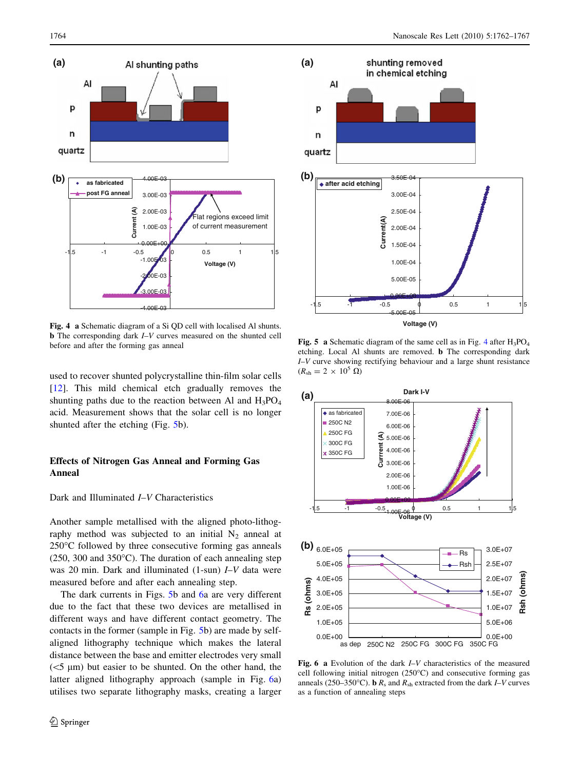**Fig. 4** **a** Schematic diagram of a Si QD cell with localised Al shunts. **b** The corresponding dark *I–V* curves measured on the shunted cell before and after the forming gas anneal

used to recover shunted polycrystalline thin-film solar cells [12]. This mild chemical etch gradually removes the shunting paths due to the reaction between Al and $H_3PO_4$ acid. Measurement shows that the solar cell is no longer shunted after the etching (Fig. 5b).

## Effects of Nitrogen Gas Anneal and Forming Gas Anneal

### Dark and Illuminated *I–V* Characteristics

Another sample metallised with the aligned photo-lithography method was subjected to an initial $N_2$ anneal at 250°C followed by three consecutive forming gas anneals (250, 300 and 350°C). The duration of each annealing step was 20 min. Dark and illuminated (1-sun) *I–V* data were measured before and after each annealing step.

The dark currents in Figs. 5b and 6a are very different due to the fact that these two devices are metallised in different ways and have different contact geometry. The contacts in the former (sample in Fig. 5b) are made by self-aligned lithography technique which makes the lateral distance between the base and emitter electrodes very small (<5 μm) but easier to be shunted. On the other hand, the latter aligned lithography approach (sample in Fig. 6a) utilises two separate lithography masks, creating a larger

**Fig. 5** **a** Schematic diagram of the same cell as in Fig. 4 after $H_3PO_4$ etching. Local Al shunts are removed. **b** The corresponding dark *I–V* curve showing rectifying behaviour and a large shunt resistance ($R_{sh} = 2 \times 10^5\ \Omega$)

**Fig. 6** **a** Evolution of the dark *I–V* characteristics of the measured cell following initial nitrogen (250°C) and consecutive forming gas anneals (250–350°C). **b** $R_s$ and $R_{sh}$ extracted from the dark *I–V* curves as a function of annealing steps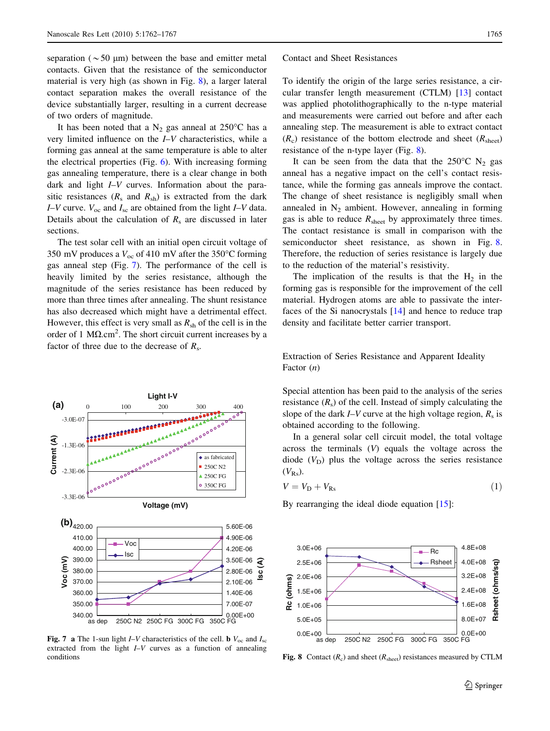separation (~50 μm) between the base and emitter metal contacts. Given that the resistance of the semiconductor material is very high (as shown in Fig. 8), a larger lateral contact separation makes the overall resistance of the device substantially larger, resulting in a current decrease of two orders of magnitude.

It has been noted that a $N_2$ gas anneal at 250°C has a very limited influence on the *I*–*V* characteristics, while a forming gas anneal at the same temperature is able to alter the electrical properties (Fig. 6). With increasing forming gas annealing temperature, there is a clear change in both dark and light *I*–*V* curves. Information about the parasitic resistances ($R_s$ and $R_{sh}$) is extracted from the dark *I*–*V* curve. $V_{oc}$ and $I_{sc}$ are obtained from the light *I*–*V* data. Details about the calculation of $R_s$ are discussed in later sections.

The test solar cell with an initial open circuit voltage of 350 mV produces a $V_{oc}$ of 410 mV after the 350°C forming gas anneal step (Fig. 7). The performance of the cell is heavily limited by the series resistance, although the magnitude of the series resistance has been reduced by more than three times after annealing. The shunt resistance has also decreased which might have a detrimental effect. However, this effect is very small as $R_{sh}$ of the cell is in the order of 1 MΩ.cm$^2$. The short circuit current increases by a factor of three due to the decrease of $R_s$.

**Fig. 7** **a** The 1-sun light *I*–*V* characteristics of the cell. **b** $V_{oc}$ and $I_{sc}$ extracted from the light *I*–*V* curves as a function of annealing conditions

## Contact and Sheet Resistances

To identify the origin of the large series resistance, a circular transfer length measurement (CTLM) [13] contact was applied photolithographically to the n-type material and measurements were carried out before and after each annealing step. The measurement is able to extract contact ($R_c$) resistance of the bottom electrode and sheet ($R_{sheet}$) resistance of the n-type layer (Fig. 8).

It can be seen from the data that the 250°C $N_2$ gas anneal has a negative impact on the cell's contact resistance, while the forming gas anneals improve the contact. The change of sheet resistance is negligibly small when annealed in $N_2$ ambient. However, annealing in forming gas is able to reduce $R_{sheet}$ by approximately three times. The contact resistance is small in comparison with the semiconductor sheet resistance, as shown in Fig. 8. Therefore, the reduction of series resistance is largely due to the reduction of the material's resistivity.

The implication of the results is that the $H_2$ in the forming gas is responsible for the improvement of the cell material. Hydrogen atoms are able to passivate the interfaces of the Si nanocrystals [14] and hence to reduce trap density and facilitate better carrier transport.

## Extraction of Series Resistance and Apparent Ideality Factor (*n*)

Special attention has been paid to the analysis of the series resistance ($R_s$) of the cell. Instead of simply calculating the slope of the dark *I*–*V* curve at the high voltage region, $R_s$ is obtained according to the following.

In a general solar cell circuit model, the total voltage across the terminals ($V$) equals the voltage across the diode ($V_D$) plus the voltage across the series resistance ($V_{Rs}$).

$$V = V_D + V_{Rs} \tag{1}$$

By rearranging the ideal diode equation [15]:

**Fig. 8** Contact ($R_c$) and sheet ($R_{sheet}$) resistances measured by CTLM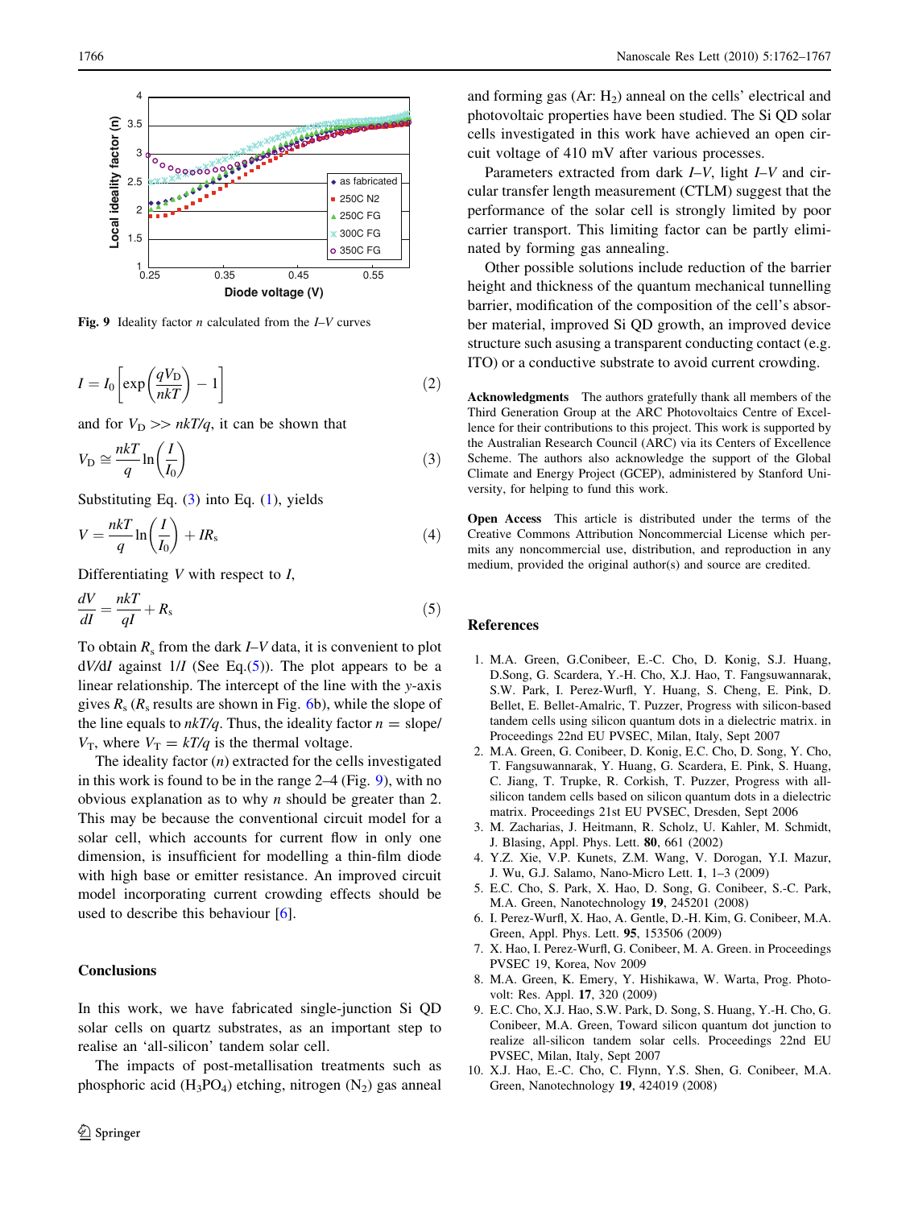Fig. 9 Ideality factor $n$ calculated from the $I$–$V$ curves

$$I = I_0 \left[ \exp\left( \frac{qV_D}{nkT} \right) - 1 \right] \quad (2)$$

and for $V_D >> nkT/q$, it can be shown that

$$V_D \cong \frac{nkT}{q} \ln\left( \frac{I}{I_0} \right) \quad (3)$$

Substituting Eq. (3) into Eq. (1), yields

$$V = \frac{nkT}{q} \ln\left( \frac{I}{I_0} \right) + IR_s \quad (4)$$

Differentiating $V$ with respect to $I$,

$$\frac{dV}{dI} = \frac{nkT}{qI} + R_s \quad (5)$$

To obtain $R_s$ from the dark $I$–$V$ data, it is convenient to plot $dV/dI$ against $1/I$ (See Eq.(5)). The plot appears to be a linear relationship. The intercept of the line with the $y$-axis gives $R_s$ ($R_s$ results are shown in Fig. 6b), while the slope of the line equals to $nkT/q$. Thus, the ideality factor $n$ = slope/$V_T$, where $V_T = kT/q$ is the thermal voltage.

The ideality factor ($n$) extracted for the cells investigated in this work is found to be in the range 2–4 (Fig. 9), with no obvious explanation as to why $n$ should be greater than 2. This may be because the conventional circuit model for a solar cell, which accounts for current flow in only one dimension, is insufficient for modelling a thin-film diode with high base or emitter resistance. An improved circuit model incorporating current crowding effects should be used to describe this behaviour [6].

## Conclusions

In this work, we have fabricated single-junction Si QD solar cells on quartz substrates, as an important step to realise an 'all-silicon' tandem solar cell.

The impacts of post-metallisation treatments such as phosphoric acid ($H_3PO_4$) etching, nitrogen ($N_2$) gas anneal and forming gas (Ar: $H_2$) anneal on the cells' electrical and photovoltaic properties have been studied. The Si QD solar cells investigated in this work have achieved an open circuit voltage of 410 mV after various processes.

Parameters extracted from dark $I$–$V$, light $I$–$V$ and circular transfer length measurement (CTLM) suggest that the performance of the solar cell is strongly limited by poor carrier transport. This limiting factor can be partly eliminated by forming gas annealing.

Other possible solutions include reduction of the barrier height and thickness of the quantum mechanical tunnelling barrier, modification of the composition of the cell's absorber material, improved Si QD growth, an improved device structure such asusing a transparent conducting contact (e.g. ITO) or a conductive substrate to avoid current crowding.

**Acknowledgments** The authors gratefully thank all members of the Third Generation Group at the ARC Photovoltaics Centre of Excellence for their contributions to this project. This work is supported by the Australian Research Council (ARC) via its Centers of Excellence Scheme. The authors also acknowledge the support of the Global Climate and Energy Project (GCEP), administered by Stanford University, for helping to fund this work.

**Open Access** This article is distributed under the terms of the Creative Commons Attribution Noncommercial License which permits any noncommercial use, distribution, and reproduction in any medium, provided the original author(s) and source are credited.

## References

1. M.A. Green, G.Conibeer, E.-C. Cho, D. Konig, S.J. Huang, D.Song, G. Scardera, Y.-H. Cho, X.J. Hao, T. Fangsuwannarak, S.W. Park, I. Perez-Wurfl, Y. Huang, S. Cheng, E. Pink, D. Bellet, E. Bellet-Amalric, T. Puzzer, Progress with silicon-based tandem cells using silicon quantum dots in a dielectric matrix. in Proceedings 22nd EU PVSEC, Milan, Italy, Sept 2007
2. M.A. Green, G. Conibeer, D. Konig, E.C. Cho, D. Song, Y. Cho, T. Fangsuwannarak, Y. Huang, G. Scardera, E. Pink, S. Huang, C. Jiang, T. Trupke, R. Corkish, T. Puzzer, Progress with all-silicon tandem cells based on silicon quantum dots in a dielectric matrix. Proceedings 21st EU PVSEC, Dresden, Sept 2006
3. M. Zacharias, J. Heitmann, R. Scholz, U. Kahler, M. Schmidt, J. Blasing, Appl. Phys. Lett. **80**, 661 (2002)
4. Y.Z. Xie, V.P. Kunets, Z.M. Wang, V. Dorogan, Y.I. Mazur, J. Wu, G.J. Salamo, Nano-Micro Lett. **1**, 1–3 (2009)
5. E.C. Cho, S. Park, X. Hao, D. Song, G. Conibeer, S.-C. Park, M.A. Green, Nanotechnology **19**, 245201 (2008)
6. I. Perez-Wurfl, X. Hao, A. Gentle, D.-H. Kim, G. Conibeer, M.A. Green, Appl. Phys. Lett. **95**, 153506 (2009)
7. X. Hao, I. Perez-Wurfl, G. Conibeer, M. A. Green. in Proceedings PVSEC 19, Korea, Nov 2009
8. M.A. Green, K. Emery, Y. Hishikawa, W. Warta, Prog. Photovolt: Res. Appl. **17**, 320 (2009)
9. E.C. Cho, X.J. Hao, S.W. Park, D. Song, S. Huang, Y.-H. Cho, G. Conibeer, M.A. Green, Toward silicon quantum dot junction to realize all-silicon tandem solar cells. Proceedings 22nd EU PVSEC, Milan, Italy, Sept 2007
10. X.J. Hao, E.-C. Cho, C. Flynn, Y.S. Shen, G. Conibeer, M.A. Green, Nanotechnology **19**, 424019 (2008)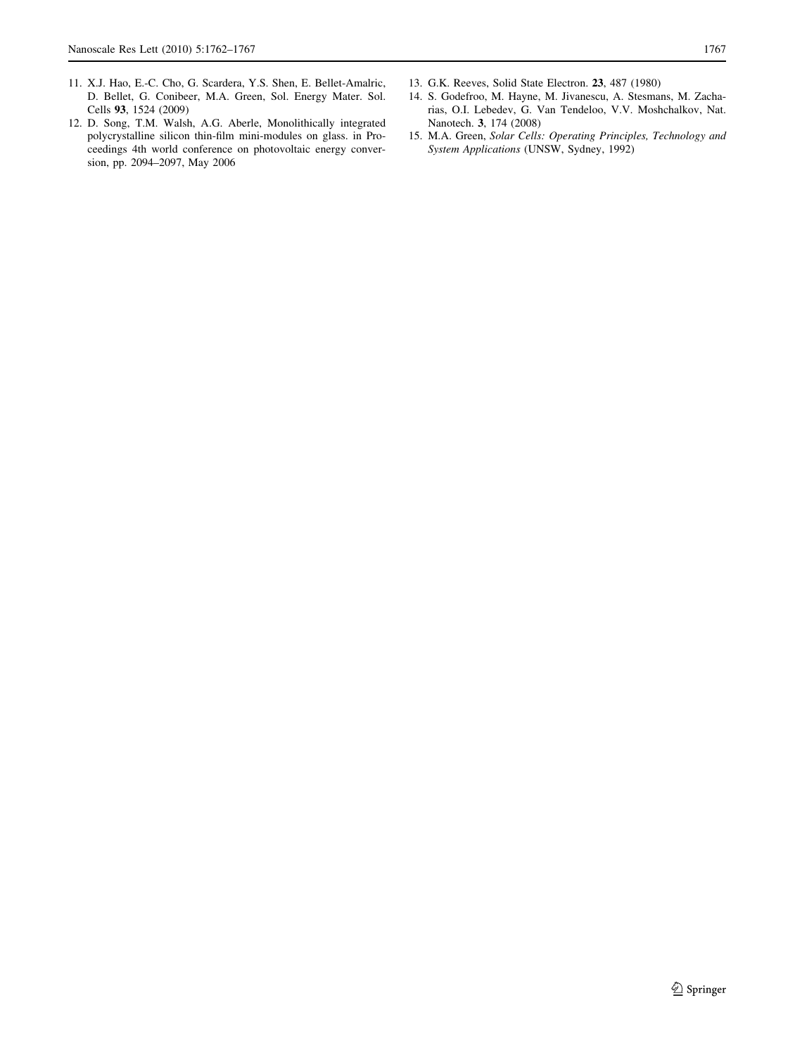11. X.J. Hao, E.-C. Cho, G. Scardera, Y.S. Shen, E. Bellet-Amalric, D. Bellet, G. Conibeer, M.A. Green, Sol. Energy Mater. Sol. Cells **93**, 1524 (2009)
12. D. Song, T.M. Walsh, A.G. Aberle, Monolithically integrated polycrystalline silicon thin-film mini-modules on glass. in Proceedings 4th world conference on photovoltaic energy conversion, pp. 2094–2097, May 2006
13. G.K. Reeves, Solid State Electron. **23**, 487 (1980)
14. S. Godefroo, M. Hayne, M. Jivanescu, A. Stesmans, M. Zacharias, O.I. Lebedev, G. Van Tendeloo, V.V. Moshchalkov, Nat. Nanotech. **3**, 174 (2008)
15. M.A. Green, *Solar Cells: Operating Principles, Technology and System Applications* (UNSW, Sydney, 1992)